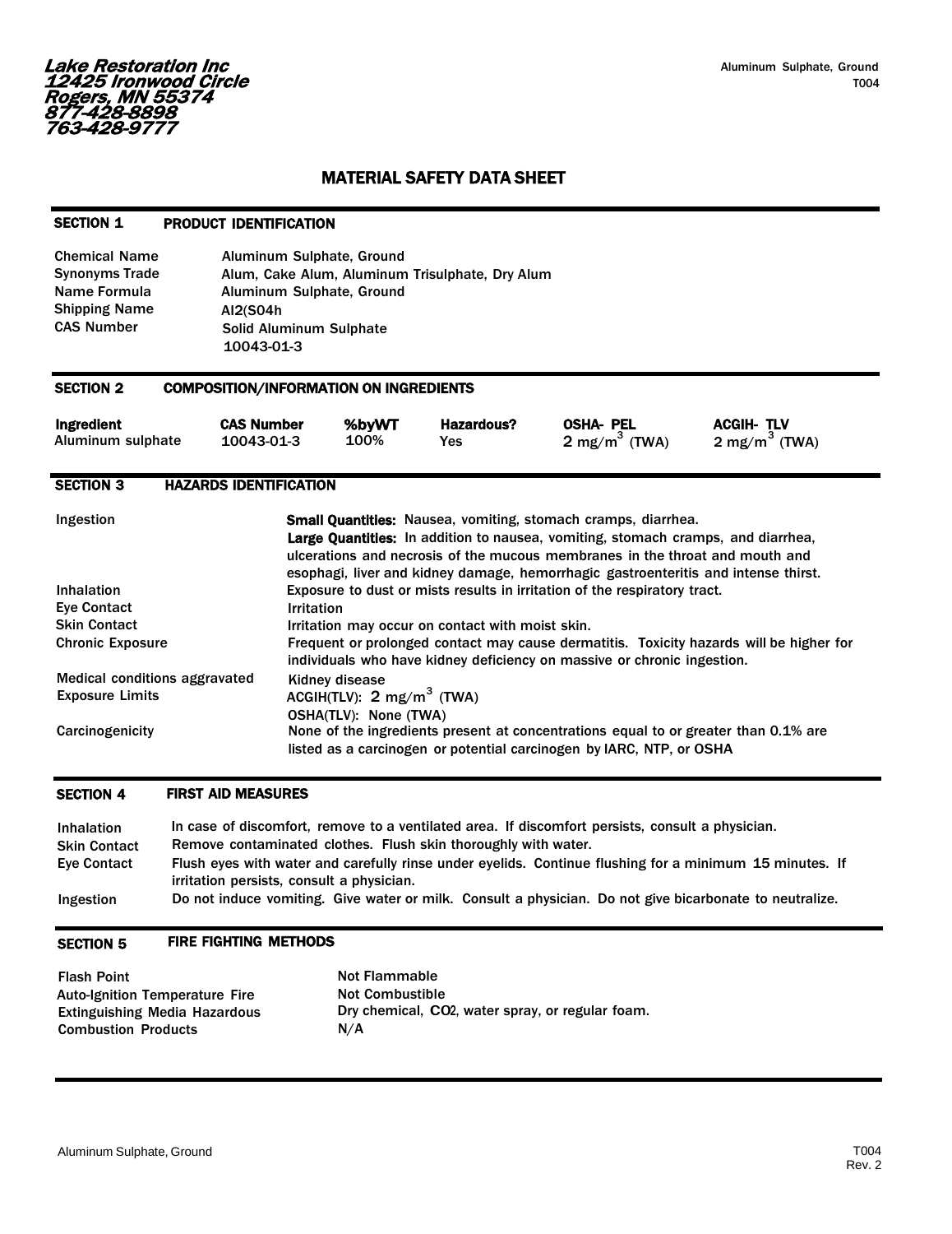***Lake Restoration Inc***
***12425 Ironwood Circle***
***Rogers, MN 55374***
***877-428-8898***
***763-428-9777***

Aluminum Sulphate, Ground
T004

# MATERIAL SAFETY DATA SHEET

## SECTION 1 PRODUCT IDENTIFICATION

| | |
|---|---|
| Chemical Name | Aluminum Sulphate, Ground |
| Synonyms Trade | Alum, Cake Alum, Aluminum Trisulphate, Dry Alum |
| Name Formula | Aluminum Sulphate, Ground |
| Shipping Name | Al2(S04h |
| CAS Number | Solid Aluminum Sulphate |
| | 10043-01-3 |

## SECTION 2 COMPOSITION/INFORMATION ON INGREDIENTS

| Ingredient | CAS Number | %byWT | Hazardous? | OSHA- PEL | ACGIH- TLV |
|---|---|---|---|---|---|
| Aluminum sulphate | 10043-01-3 | 100% | Yes | 2 $mg/m^3$ (TWA) | 2 $mg/m^3$ (TWA) |

## SECTION 3 HAZARDS IDENTIFICATION

| | |
|---|---|
| Ingestion | **Small Quantities:** Nausea, vomiting, stomach cramps, diarrhea. **Large Quantities:** In addition to nausea, vomiting, stomach cramps, and diarrhea, ulcerations and necrosis of the mucous membranes in the throat and mouth and esophagi, liver and kidney damage, hemorrhagic gastroenteritis and intense thirst. |
| Inhalation | Exposure to dust or mists results in irritation of the respiratory tract. |
| Eye Contact | Irritation |
| Skin Contact | Irritation may occur on contact with moist skin. |
| Chronic Exposure | Frequent or prolonged contact may cause dermatitis. Toxicity hazards will be higher for individuals who have kidney deficiency on massive or chronic ingestion. |
| Medical conditions aggravated | Kidney disease |
| Exposure Limits | ACGIH(TLV): 2 $mg/m^3$ (TWA) OSHA(TLV): None (TWA) |
| Carcinogenicity | None of the ingredients present at concentrations equal to or greater than 0.1% are listed as a carcinogen or potential carcinogen by IARC, NTP, or OSHA |

## SECTION 4 FIRST AID MEASURES

| | |
|---|---|
| Inhalation | In case of discomfort, remove to a ventilated area. If discomfort persists, consult a physician. |
| Skin Contact | Remove contaminated clothes. Flush skin thoroughly with water. |
| Eye Contact | Flush eyes with water and carefully rinse under eyelids. Continue flushing for a minimum 15 minutes. If irritation persists, consult a physician. |
| Ingestion | Do not induce vomiting. Give water or milk. Consult a physician. Do not give bicarbonate to neutralize. |

## SECTION 5 FIRE FIGHTING METHODS

| | |
|---|---|
| Flash Point | Not Flammable |
| Auto-Ignition Temperature Fire | Not Combustible |
| Extinguishing Media Hazardous | Dry chemical, $CO_2$, water spray, or regular foam. |
| Combustion Products | N/A |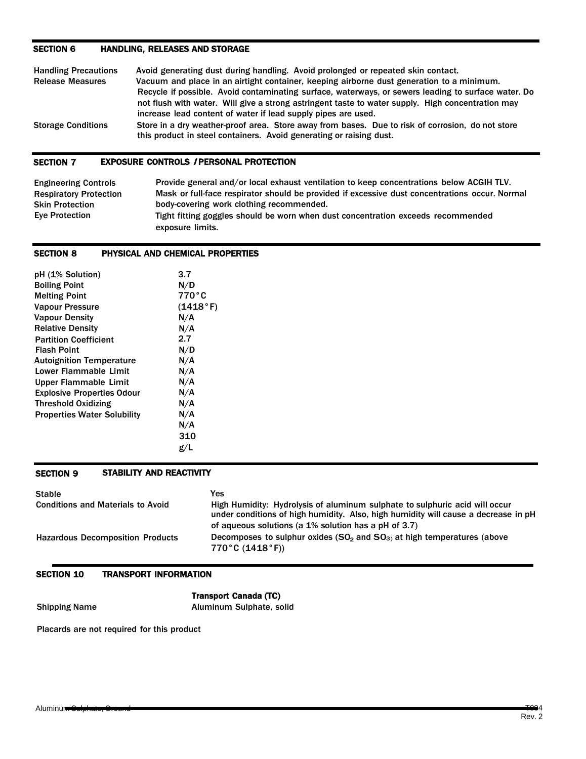## SECTION 6 HANDLING, RELEASES AND STORAGE

| | |
|---|---|
| Handling Precautions | Avoid generating dust during handling. Avoid prolonged or repeated skin contact. |
| Release Measures | Vacuum and place in an airtight container, keeping airborne dust generation to a minimum. Recycle if possible. Avoid contaminating surface, waterways, or sewers leading to surface water. Do not flush with water. Will give a strong astringent taste to water supply. High concentration may increase lead content of water if lead supply pipes are used. |
| Storage Conditions | Store in a dry weather-proof area. Store away from bases. Due to risk of corrosion, do not store this product in steel containers. Avoid generating or raising dust. |

## SECTION 7 EXPOSURE CONTROLS / PERSONAL PROTECTION

| | |
|---|---|
| Engineering Controls | Provide general and/or local exhaust ventilation to keep concentrations below ACGIH TLV. |
| Respiratory Protection | Mask or full-face respirator should be provided if excessive dust concentrations occur. Normal |
| Skin Protection | body-covering work clothing recommended. |
| Eye Protection | Tight fitting goggles should be worn when dust concentration exceeds recommended exposure limits. |

## SECTION 8 PHYSICAL AND CHEMICAL PROPERTIES

| | |
|---|---|
| pH (1% Solution) | 3.7 |
| Boiling Point | N/D |
| Melting Point | 770°C |
| Vapour Pressure | (1418°F) |
| Vapour Density | N/A |
| Relative Density | N/A |
| Partition Coefficient | 2.7 |
| Flash Point | N/D |
| Autoignition Temperature | N/A |
| Lower Flammable Limit | N/A |
| Upper Flammable Limit | N/A |
| Explosive Properties Odour | N/A |
| Threshold Oxidizing | N/A |
| Properties Water Solubility | N/A |
| | N/A |
| | 310 |
| | g/L |

## SECTION 9 STABILITY AND REACTIVITY

| | |
|---|---|
| Stable | Yes |
| Conditions and Materials to Avoid | High Humidity: Hydrolysis of aluminum sulphate to sulphuric acid will occur under conditions of high humidity. Also, high humidity will cause a decrease in pH of aqueous solutions (a 1% solution has a pH of 3.7) |
| Hazardous Decomposition Products | Decomposes to sulphur oxides ($SO_2$ and $SO_3$) at high temperatures (above 770°C (1418°F)) |

## SECTION 10 TRANSPORT INFORMATION

| | |
|---|---|
| | **Transport Canada (TC)** |
| Shipping Name | Aluminum Sulphate, solid |

Placards are not required for this product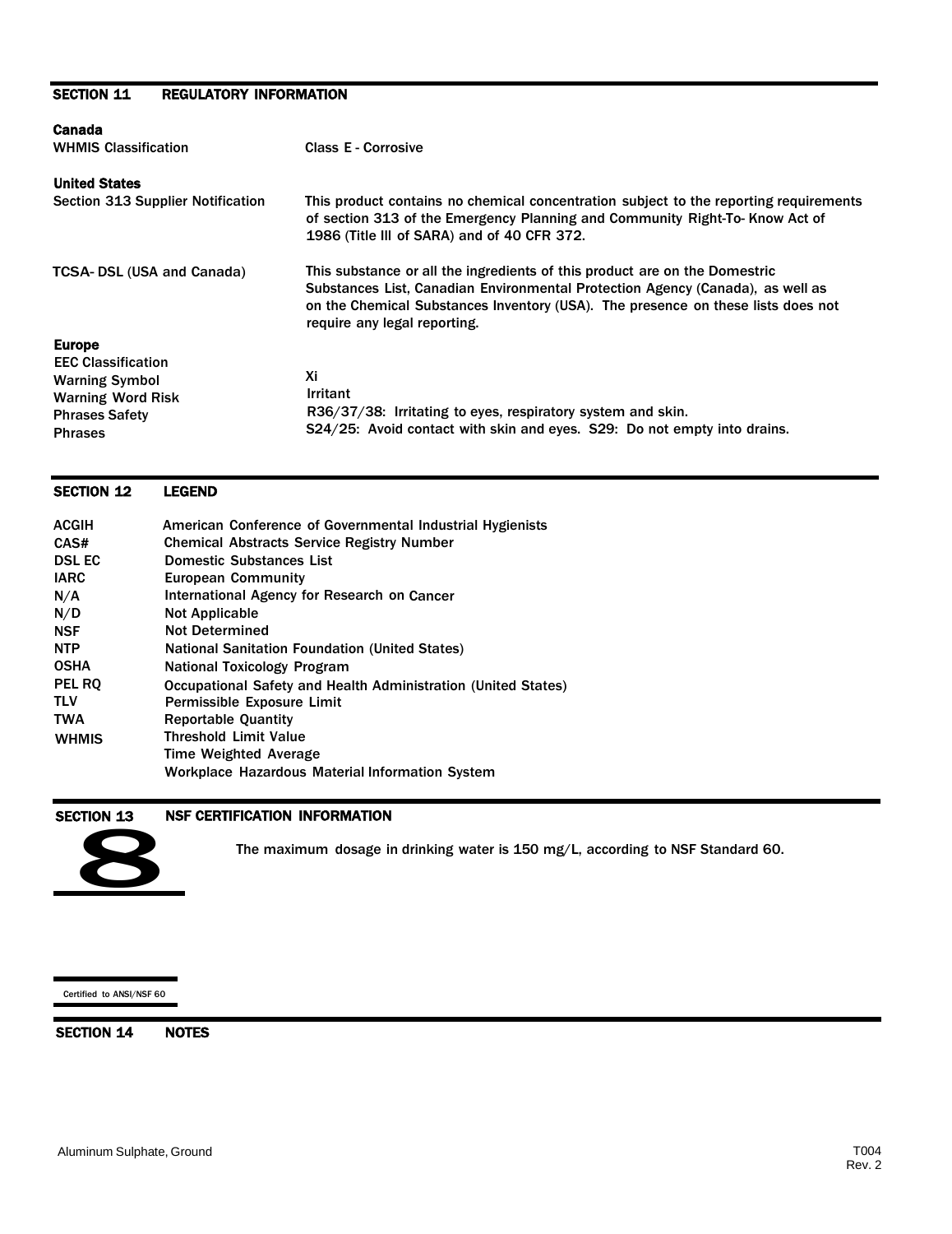## SECTION 11 REGULATORY INFORMATION

**Canada**

| | |
|---|---|
| WHMIS Classification | Class E - Corrosive |

**United States**

| | |
|---|---|
| Section 313 Supplier Notification | This product contains no chemical concentration subject to the reporting requirements of section 313 of the Emergency Planning and Community Right-To- Know Act of 1986 (Title III of SARA) and of 40 CFR 372. |
| TCSA- DSL (USA and Canada) | This substance or all the ingredients of this product are on the Domestic Substances List, Canadian Environmental Protection Agency (Canada), as well as on the Chemical Substances Inventory (USA). The presence on these lists does not require any legal reporting. |

**Europe**

| | |
|---|---|
| EEC Classification | |
| Warning Symbol | Xi |
| Warning Word Risk | Irritant |
| Phrases Safety | R36/37/38: Irritating to eyes, respiratory system and skin. |
| Phrases | S24/25: Avoid contact with skin and eyes. S29: Do not empty into drains. |

## SECTION 12 LEGEND

| | |
|---|---|
| ACGIH | American Conference of Governmental Industrial Hygienists |
| CAS# | Chemical Abstracts Service Registry Number |
| DSL EC | Domestic Substances List |
| IARC | European Community |
| N/A | International Agency for Research on Cancer |
| N/D | Not Applicable |
| NSF | Not Determined |
| NTP | National Sanitation Foundation (United States) |
| OSHA | National Toxicology Program |
| PEL RQ | Occupational Safety and Health Administration (United States) |
| TLV | Permissible Exposure Limit |
| TWA | Reportable Quantity |
| WHMIS | Threshold Limit Value |
| | Time Weighted Average |
| | Workplace Hazardous Material Information System |

## SECTION 13 NSF CERTIFICATION INFORMATION

The maximum dosage in drinking water is 150 mg/L, according to NSF Standard 60.

Certified to ANSI/NSF 60

## SECTION 14 NOTES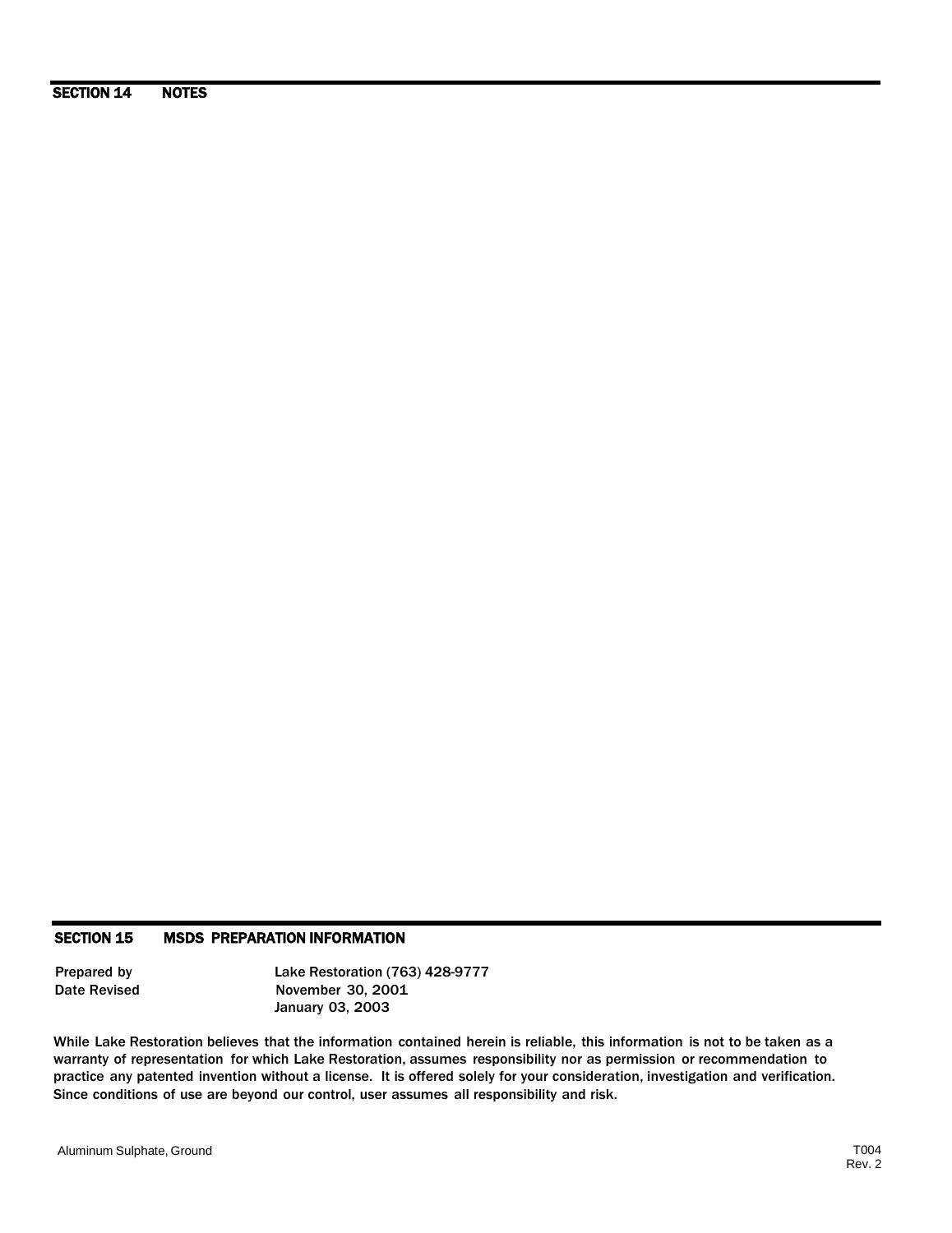## SECTION 14 NOTES

## SECTION 15 MSDS PREPARATION INFORMATION

| | |
|---|---|
| Prepared by | Lake Restoration (763) 428-9777 |
| Date Revised | November 30, 2001 |
| | January 03, 2003 |

While Lake Restoration believes that the information contained herein is reliable, this information is not to be taken as a warranty of representation for which Lake Restoration, assumes responsibility nor as permission or recommendation to practice any patented invention without a license. It is offered solely for your consideration, investigation and verification. Since conditions of use are beyond our control, user assumes all responsibility and risk.

Aluminum Sulphate, Ground

T004
Rev. 2